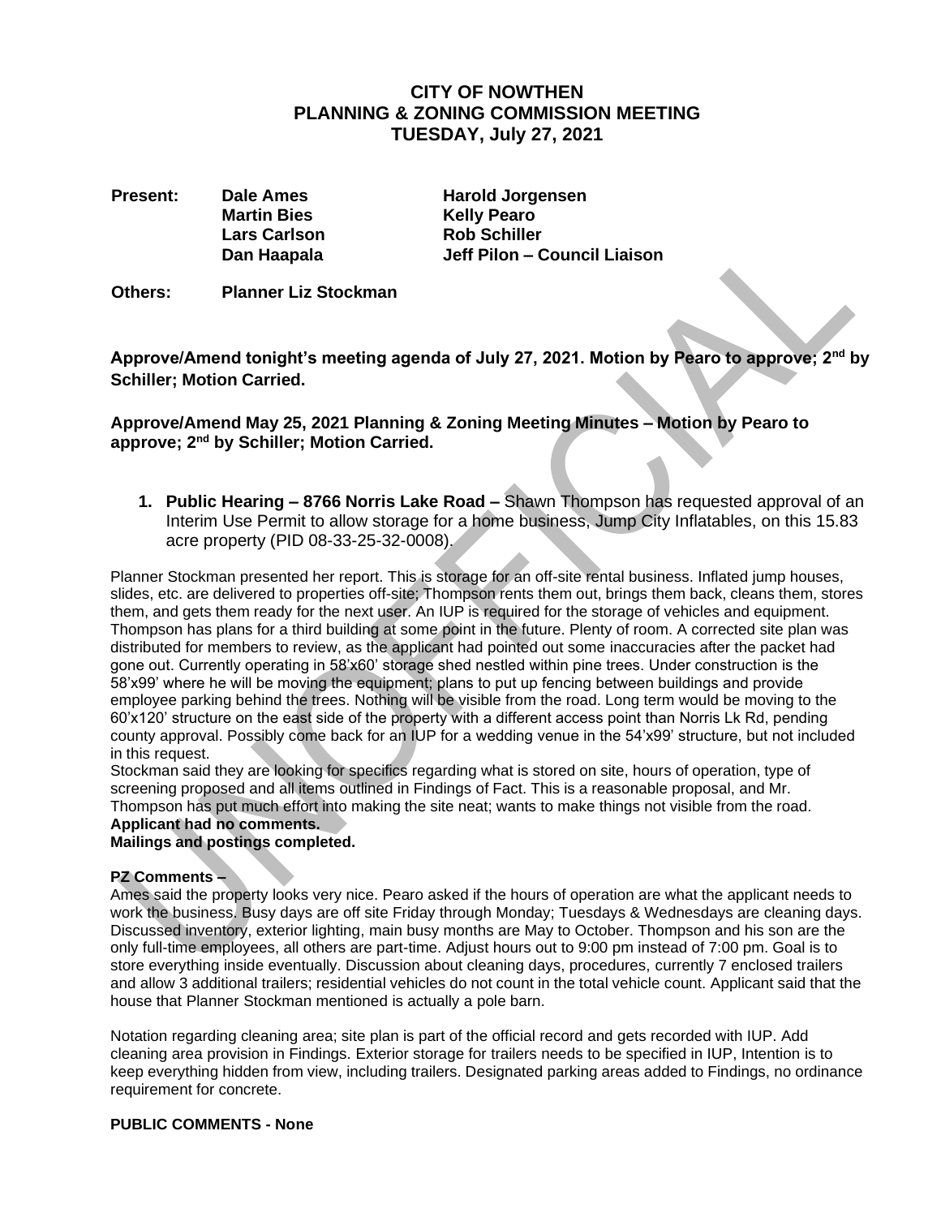# CITY OF NOWTHEN
## PLANNING & ZONING COMMISSION MEETING
### TUESDAY, July 27, 2021

| **Present:** | **Dale Ames** | **Harold Jorgensen** |
|---|---|---|
| | **Martin Bies** | **Kelly Pearo** |
| | **Lars Carlson** | **Rob Schiller** |
| | **Dan Haapala** | **Jeff Pilon – Council Liaison** |

**Others:** **Planner Liz Stockman**

**Approve/Amend tonight's meeting agenda of July 27, 2021. Motion by Pearo to approve; 2nd by Schiller; Motion Carried.**

**Approve/Amend May 25, 2021 Planning & Zoning Meeting Minutes – Motion by Pearo to approve; 2nd by Schiller; Motion Carried.**

1. **Public Hearing – 8766 Norris Lake Road –** Shawn Thompson has requested approval of an Interim Use Permit to allow storage for a home business, Jump City Inflatables, on this 15.83 acre property (PID 08-33-25-32-0008).

Planner Stockman presented her report. This is storage for an off-site rental business. Inflated jump houses, slides, etc. are delivered to properties off-site; Thompson rents them out, brings them back, cleans them, stores them, and gets them ready for the next user. An IUP is required for the storage of vehicles and equipment. Thompson has plans for a third building at some point in the future. Plenty of room. A corrected site plan was distributed for members to review, as the applicant had pointed out some inaccuracies after the packet had gone out. Currently operating in 58'x60' storage shed nestled within pine trees. Under construction is the 58'x99' where he will be moving the equipment; plans to put up fencing between buildings and provide employee parking behind the trees. Nothing will be visible from the road. Long term would be moving to the 60'x120' structure on the east side of the property with a different access point than Norris Lk Rd, pending county approval. Possibly come back for an IUP for a wedding venue in the 54'x99' structure, but not included in this request.

Stockman said they are looking for specifics regarding what is stored on site, hours of operation, type of screening proposed and all items outlined in Findings of Fact. This is a reasonable proposal, and Mr. Thompson has put much effort into making the site neat; wants to make things not visible from the road.

**Applicant had no comments.**

**Mailings and postings completed.**

**PZ Comments –**

Ames said the property looks very nice. Pearo asked if the hours of operation are what the applicant needs to work the business. Busy days are off site Friday through Monday; Tuesdays & Wednesdays are cleaning days. Discussed inventory, exterior lighting, main busy months are May to October. Thompson and his son are the only full-time employees, all others are part-time. Adjust hours out to 9:00 pm instead of 7:00 pm. Goal is to store everything inside eventually. Discussion about cleaning days, procedures, currently 7 enclosed trailers and allow 3 additional trailers; residential vehicles do not count in the total vehicle count. Applicant said that the house that Planner Stockman mentioned is actually a pole barn.

Notation regarding cleaning area; site plan is part of the official record and gets recorded with IUP. Add cleaning area provision in Findings. Exterior storage for trailers needs to be specified in IUP, Intention is to keep everything hidden from view, including trailers. Designated parking areas added to Findings, no ordinance requirement for concrete.

**PUBLIC COMMENTS - None**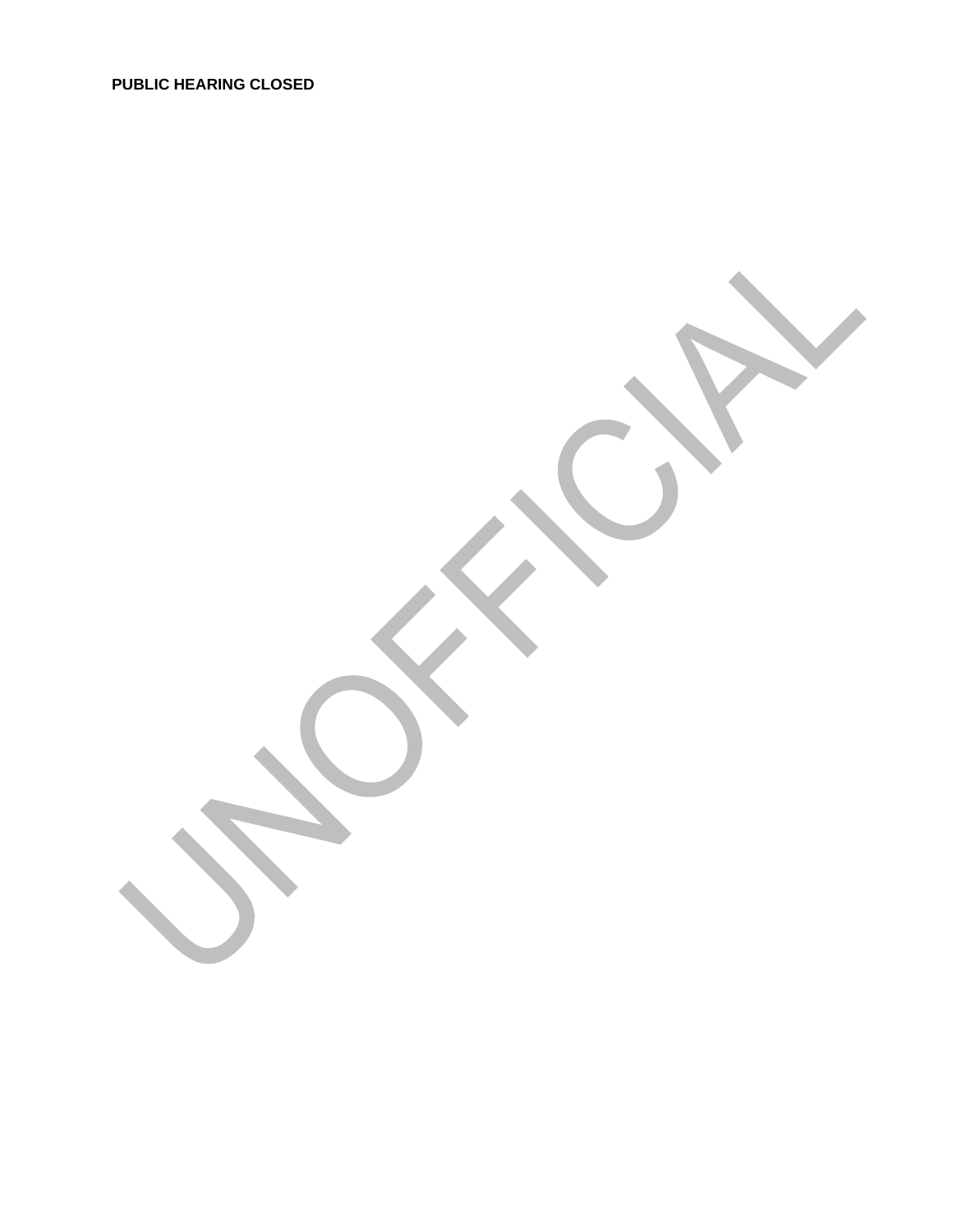**PUBLIC HEARING CLOSED**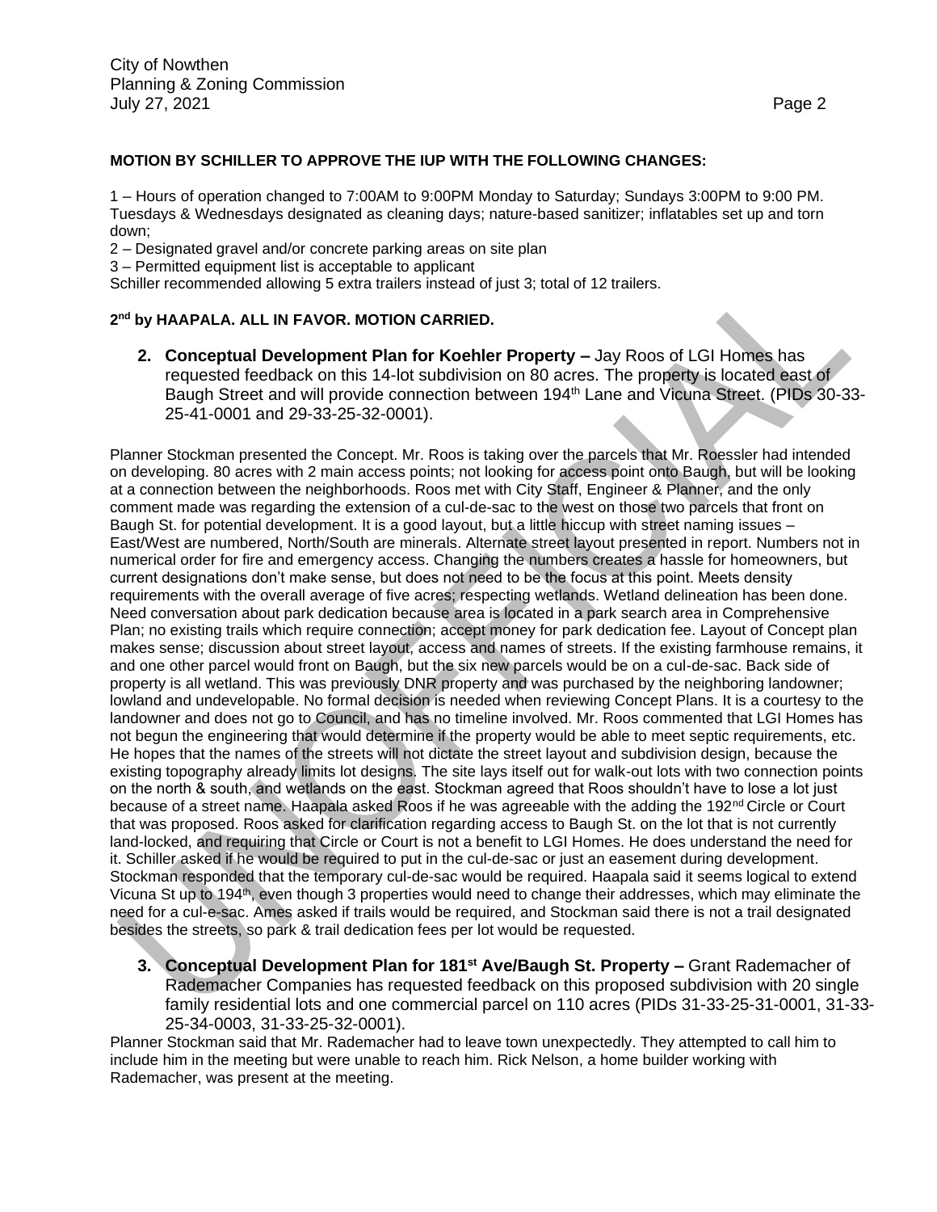**MOTION BY SCHILLER TO APPROVE THE IUP WITH THE FOLLOWING CHANGES:**

1 – Hours of operation changed to 7:00AM to 9:00PM Monday to Saturday; Sundays 3:00PM to 9:00 PM. Tuesdays & Wednesdays designated as cleaning days; nature-based sanitizer; inflatables set up and torn down;
2 – Designated gravel and/or concrete parking areas on site plan
3 – Permitted equipment list is acceptable to applicant
Schiller recommended allowing 5 extra trailers instead of just 3; total of 12 trailers.

**2nd by HAAPALA. ALL IN FAVOR. MOTION CARRIED.**

2. **Conceptual Development Plan for Koehler Property –** Jay Roos of LGI Homes has requested feedback on this 14-lot subdivision on 80 acres. The property is located east of Baugh Street and will provide connection between 194th Lane and Vicuna Street. (PIDs 30-33-25-41-0001 and 29-33-25-32-0001).

Planner Stockman presented the Concept. Mr. Roos is taking over the parcels that Mr. Roessler had intended on developing. 80 acres with 2 main access points; not looking for access point onto Baugh, but will be looking at a connection between the neighborhoods. Roos met with City Staff, Engineer & Planner, and the only comment made was regarding the extension of a cul-de-sac to the west on those two parcels that front on Baugh St. for potential development. It is a good layout, but a little hiccup with street naming issues – East/West are numbered, North/South are minerals. Alternate street layout presented in report. Numbers not in numerical order for fire and emergency access. Changing the numbers creates a hassle for homeowners, but current designations don't make sense, but does not need to be the focus at this point. Meets density requirements with the overall average of five acres; respecting wetlands. Wetland delineation has been done. Need conversation about park dedication because area is located in a park search area in Comprehensive Plan; no existing trails which require connection; accept money for park dedication fee. Layout of Concept plan makes sense; discussion about street layout, access and names of streets. If the existing farmhouse remains, it and one other parcel would front on Baugh, but the six new parcels would be on a cul-de-sac. Back side of property is all wetland. This was previously DNR property and was purchased by the neighboring landowner; lowland and undevelopable. No formal decision is needed when reviewing Concept Plans. It is a courtesy to the landowner and does not go to Council, and has no timeline involved. Mr. Roos commented that LGI Homes has not begun the engineering that would determine if the property would be able to meet septic requirements, etc. He hopes that the names of the streets will not dictate the street layout and subdivision design, because the existing topography already limits lot designs. The site lays itself out for walk-out lots with two connection points on the north & south, and wetlands on the east. Stockman agreed that Roos shouldn't have to lose a lot just because of a street name. Haapala asked Roos if he was agreeable with the adding the 192nd Circle or Court that was proposed. Roos asked for clarification regarding access to Baugh St. on the lot that is not currently land-locked, and requiring that Circle or Court is not a benefit to LGI Homes. He does understand the need for it. Schiller asked if he would be required to put in the cul-de-sac or just an easement during development. Stockman responded that the temporary cul-de-sac would be required. Haapala said it seems logical to extend Vicuna St up to 194th, even though 3 properties would need to change their addresses, which may eliminate the need for a cul-e-sac. Ames asked if trails would be required, and Stockman said there is not a trail designated besides the streets, so park & trail dedication fees per lot would be requested.

3. **Conceptual Development Plan for 181st Ave/Baugh St. Property –** Grant Rademacher of Rademacher Companies has requested feedback on this proposed subdivision with 20 single family residential lots and one commercial parcel on 110 acres (PIDs 31-33-25-31-0001, 31-33-25-34-0003, 31-33-25-32-0001).

Planner Stockman said that Mr. Rademacher had to leave town unexpectedly. They attempted to call him to include him in the meeting but were unable to reach him. Rick Nelson, a home builder working with Rademacher, was present at the meeting.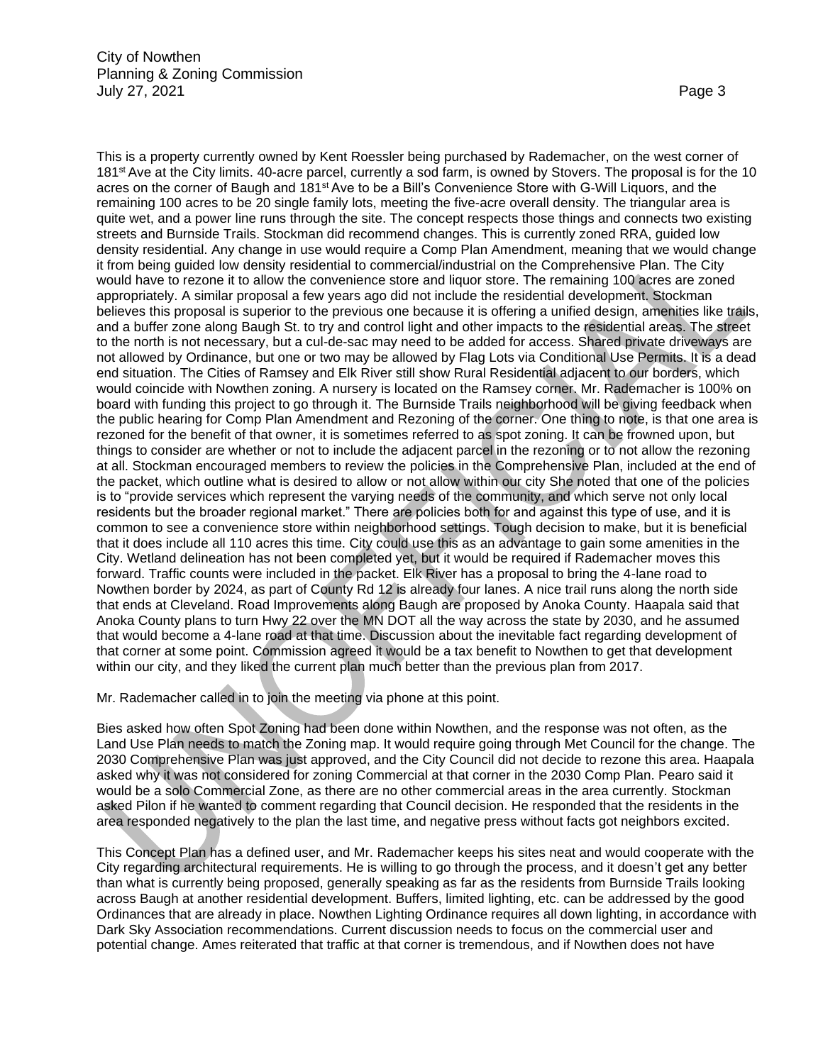This is a property currently owned by Kent Roessler being purchased by Rademacher, on the west corner of 181st Ave at the City limits. 40-acre parcel, currently a sod farm, is owned by Stovers. The proposal is for the 10 acres on the corner of Baugh and 181st Ave to be a Bill's Convenience Store with G-Will Liquors, and the remaining 100 acres to be 20 single family lots, meeting the five-acre overall density. The triangular area is quite wet, and a power line runs through the site. The concept respects those things and connects two existing streets and Burnside Trails. Stockman did recommend changes. This is currently zoned RRA, guided low density residential. Any change in use would require a Comp Plan Amendment, meaning that we would change it from being guided low density residential to commercial/industrial on the Comprehensive Plan. The City would have to rezone it to allow the convenience store and liquor store. The remaining 100 acres are zoned appropriately. A similar proposal a few years ago did not include the residential development. Stockman believes this proposal is superior to the previous one because it is offering a unified design, amenities like trails, and a buffer zone along Baugh St. to try and control light and other impacts to the residential areas. The street to the north is not necessary, but a cul-de-sac may need to be added for access. Shared private driveways are not allowed by Ordinance, but one or two may be allowed by Flag Lots via Conditional Use Permits. It is a dead end situation. The Cities of Ramsey and Elk River still show Rural Residential adjacent to our borders, which would coincide with Nowthen zoning. A nursery is located on the Ramsey corner. Mr. Rademacher is 100% on board with funding this project to go through it. The Burnside Trails neighborhood will be giving feedback when the public hearing for Comp Plan Amendment and Rezoning of the corner. One thing to note, is that one area is rezoned for the benefit of that owner, it is sometimes referred to as spot zoning. It can be frowned upon, but things to consider are whether or not to include the adjacent parcel in the rezoning or to not allow the rezoning at all. Stockman encouraged members to review the policies in the Comprehensive Plan, included at the end of the packet, which outline what is desired to allow or not allow within our city She noted that one of the policies is to "provide services which represent the varying needs of the community, and which serve not only local residents but the broader regional market." There are policies both for and against this type of use, and it is common to see a convenience store within neighborhood settings. Tough decision to make, but it is beneficial that it does include all 110 acres this time. City could use this as an advantage to gain some amenities in the City. Wetland delineation has not been completed yet, but it would be required if Rademacher moves this forward. Traffic counts were included in the packet. Elk River has a proposal to bring the 4-lane road to Nowthen border by 2024, as part of County Rd 12 is already four lanes. A nice trail runs along the north side that ends at Cleveland. Road Improvements along Baugh are proposed by Anoka County. Haapala said that Anoka County plans to turn Hwy 22 over the MN DOT all the way across the state by 2030, and he assumed that would become a 4-lane road at that time. Discussion about the inevitable fact regarding development of that corner at some point. Commission agreed it would be a tax benefit to Nowthen to get that development within our city, and they liked the current plan much better than the previous plan from 2017.

Mr. Rademacher called in to join the meeting via phone at this point.

Bies asked how often Spot Zoning had been done within Nowthen, and the response was not often, as the Land Use Plan needs to match the Zoning map. It would require going through Met Council for the change. The 2030 Comprehensive Plan was just approved, and the City Council did not decide to rezone this area. Haapala asked why it was not considered for zoning Commercial at that corner in the 2030 Comp Plan. Pearo said it would be a solo Commercial Zone, as there are no other commercial areas in the area currently. Stockman asked Pilon if he wanted to comment regarding that Council decision. He responded that the residents in the area responded negatively to the plan the last time, and negative press without facts got neighbors excited.

This Concept Plan has a defined user, and Mr. Rademacher keeps his sites neat and would cooperate with the City regarding architectural requirements. He is willing to go through the process, and it doesn't get any better than what is currently being proposed, generally speaking as far as the residents from Burnside Trails looking across Baugh at another residential development. Buffers, limited lighting, etc. can be addressed by the good Ordinances that are already in place. Nowthen Lighting Ordinance requires all down lighting, in accordance with Dark Sky Association recommendations. Current discussion needs to focus on the commercial user and potential change. Ames reiterated that traffic at that corner is tremendous, and if Nowthen does not have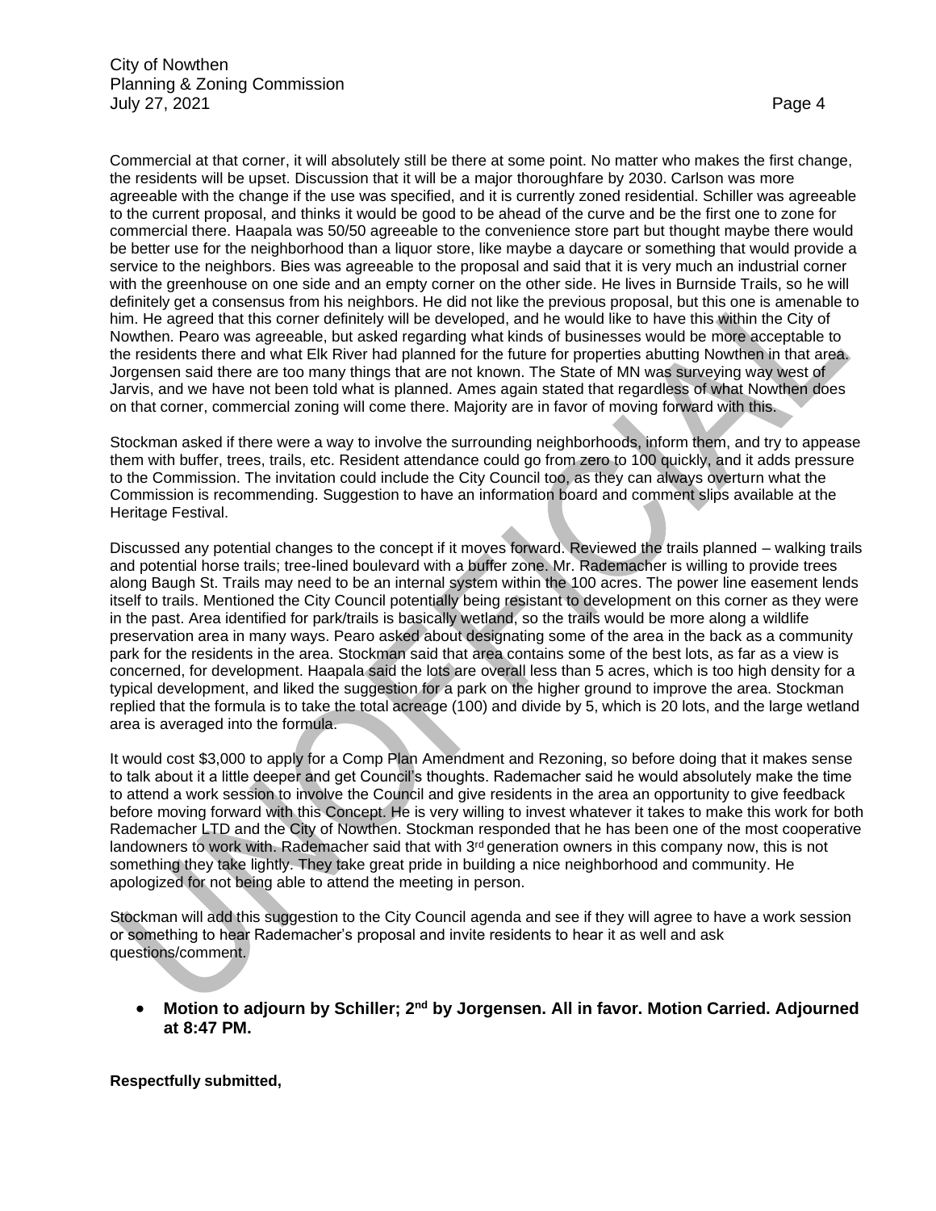Commercial at that corner, it will absolutely still be there at some point. No matter who makes the first change, the residents will be upset. Discussion that it will be a major thoroughfare by 2030. Carlson was more agreeable with the change if the use was specified, and it is currently zoned residential. Schiller was agreeable to the current proposal, and thinks it would be good to be ahead of the curve and be the first one to zone for commercial there. Haapala was 50/50 agreeable to the convenience store part but thought maybe there would be better use for the neighborhood than a liquor store, like maybe a daycare or something that would provide a service to the neighbors. Bies was agreeable to the proposal and said that it is very much an industrial corner with the greenhouse on one side and an empty corner on the other side. He lives in Burnside Trails, so he will definitely get a consensus from his neighbors. He did not like the previous proposal, but this one is amenable to him. He agreed that this corner definitely will be developed, and he would like to have this within the City of Nowthen. Pearo was agreeable, but asked regarding what kinds of businesses would be more acceptable to the residents there and what Elk River had planned for the future for properties abutting Nowthen in that area. Jorgensen said there are too many things that are not known. The State of MN was surveying way west of Jarvis, and we have not been told what is planned. Ames again stated that regardless of what Nowthen does on that corner, commercial zoning will come there. Majority are in favor of moving forward with this.

Stockman asked if there were a way to involve the surrounding neighborhoods, inform them, and try to appease them with buffer, trees, trails, etc. Resident attendance could go from zero to 100 quickly, and it adds pressure to the Commission. The invitation could include the City Council too, as they can always overturn what the Commission is recommending. Suggestion to have an information board and comment slips available at the Heritage Festival.

Discussed any potential changes to the concept if it moves forward. Reviewed the trails planned – walking trails and potential horse trails; tree-lined boulevard with a buffer zone. Mr. Rademacher is willing to provide trees along Baugh St. Trails may need to be an internal system within the 100 acres. The power line easement lends itself to trails. Mentioned the City Council potentially being resistant to development on this corner as they were in the past. Area identified for park/trails is basically wetland, so the trails would be more along a wildlife preservation area in many ways. Pearo asked about designating some of the area in the back as a community park for the residents in the area. Stockman said that area contains some of the best lots, as far as a view is concerned, for development. Haapala said the lots are overall less than 5 acres, which is too high density for a typical development, and liked the suggestion for a park on the higher ground to improve the area. Stockman replied that the formula is to take the total acreage (100) and divide by 5, which is 20 lots, and the large wetland area is averaged into the formula.

It would cost $3,000 to apply for a Comp Plan Amendment and Rezoning, so before doing that it makes sense to talk about it a little deeper and get Council's thoughts. Rademacher said he would absolutely make the time to attend a work session to involve the Council and give residents in the area an opportunity to give feedback before moving forward with this Concept. He is very willing to invest whatever it takes to make this work for both Rademacher LTD and the City of Nowthen. Stockman responded that he has been one of the most cooperative landowners to work with. Rademacher said that with 3rd generation owners in this company now, this is not something they take lightly. They take great pride in building a nice neighborhood and community. He apologized for not being able to attend the meeting in person.

Stockman will add this suggestion to the City Council agenda and see if they will agree to have a work session or something to hear Rademacher's proposal and invite residents to hear it as well and ask questions/comment.

- **Motion to adjourn by Schiller; 2nd by Jorgensen. All in favor. Motion Carried. Adjourned at 8:47 PM.**

**Respectfully submitted,**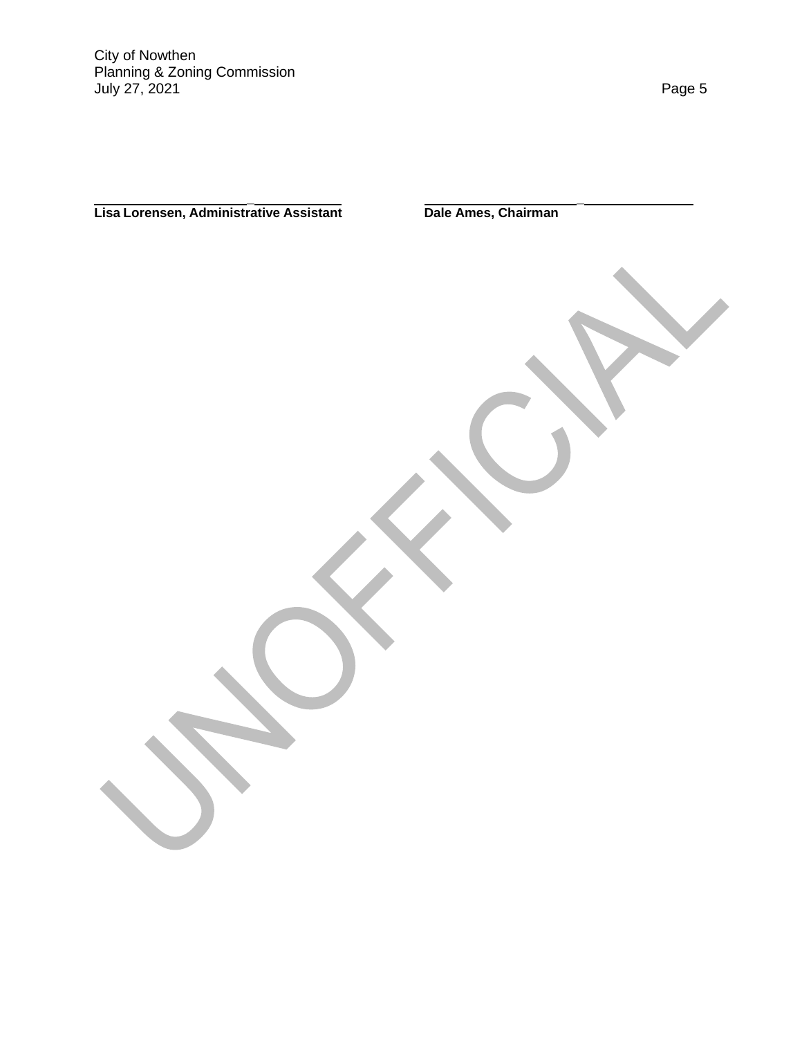**Lisa Lorensen, Administrative Assistant**

**Dale Ames, Chairman**

UNOFFICIAL